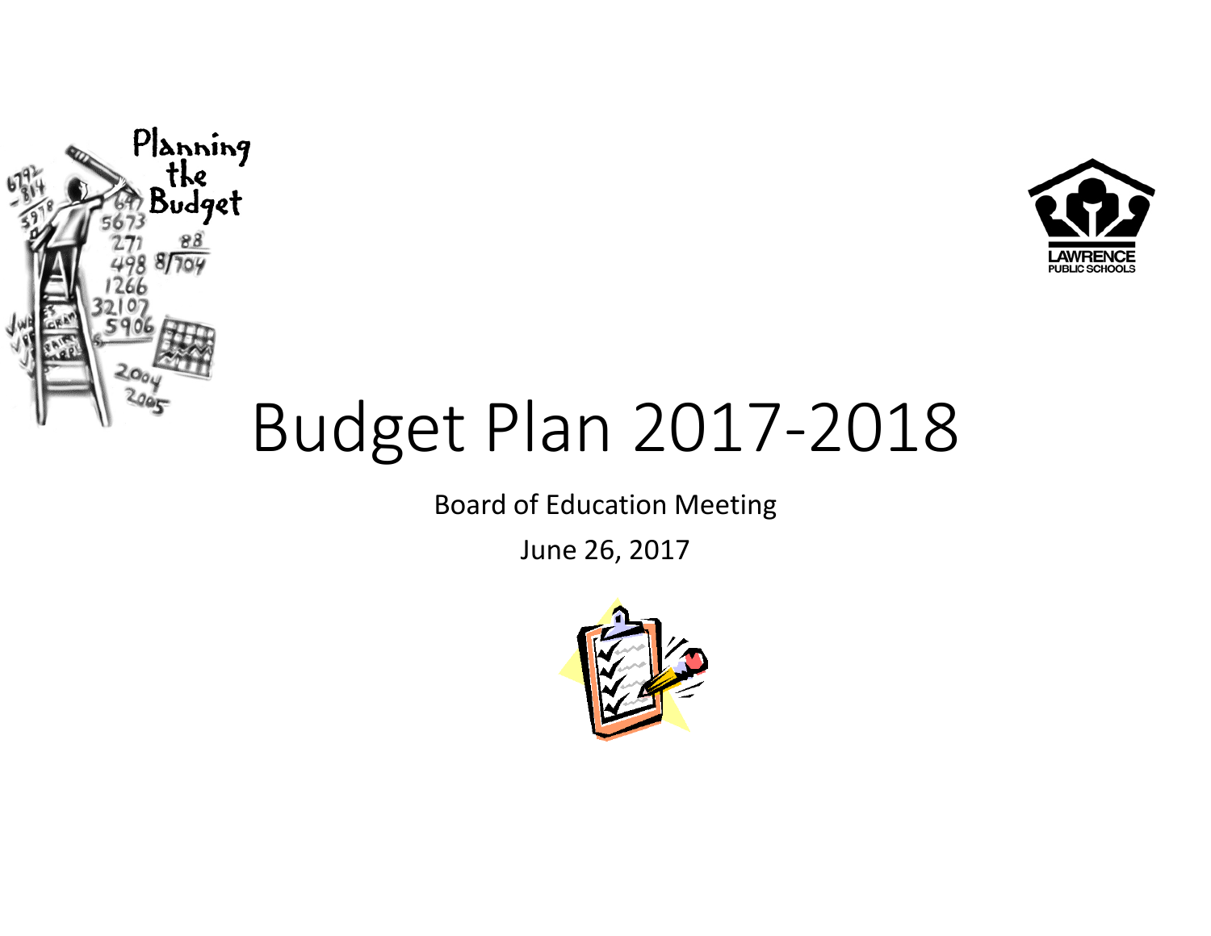# Budget Plan 2017-2018

Board of Education Meeting

June 26, 2017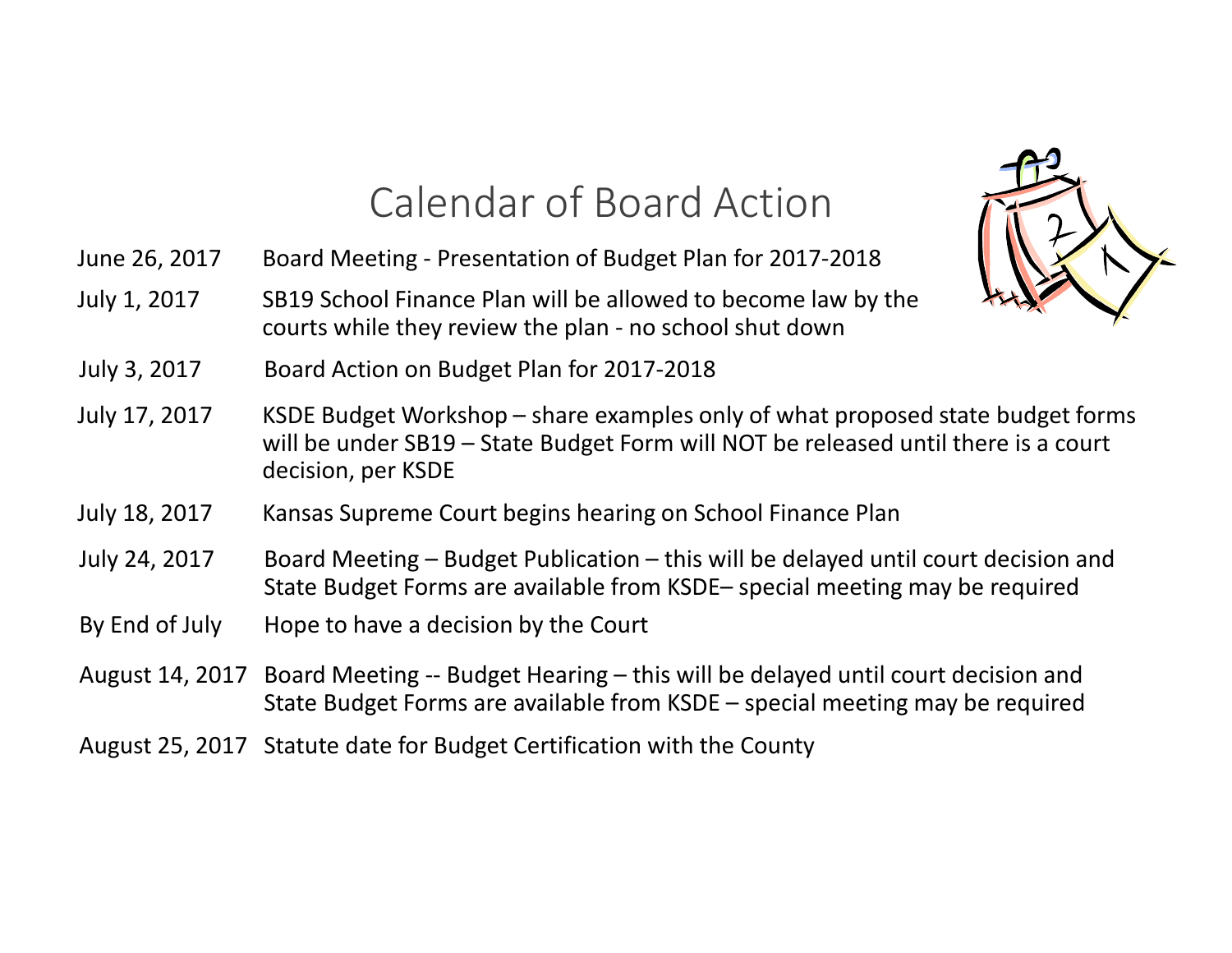# Calendar of Board Action

| | |
|---|---|
| June 26, 2017 | Board Meeting - Presentation of Budget Plan for 2017-2018 |
| July 1, 2017 | SB19 School Finance Plan will be allowed to become law by the courts while they review the plan - no school shut down |
| July 3, 2017 | Board Action on Budget Plan for 2017-2018 |
| July 17, 2017 | KSDE Budget Workshop – share examples only of what proposed state budget forms will be under SB19 – State Budget Form will NOT be released until there is a court decision, per KSDE |
| July 18, 2017 | Kansas Supreme Court begins hearing on School Finance Plan |
| July 24, 2017 | Board Meeting – Budget Publication – this will be delayed until court decision and State Budget Forms are available from KSDE– special meeting may be required |
| By End of July | Hope to have a decision by the Court |
| August 14, 2017 | Board Meeting -- Budget Hearing – this will be delayed until court decision and State Budget Forms are available from KSDE – special meeting may be required |
| August 25, 2017 | Statute date for Budget Certification with the County |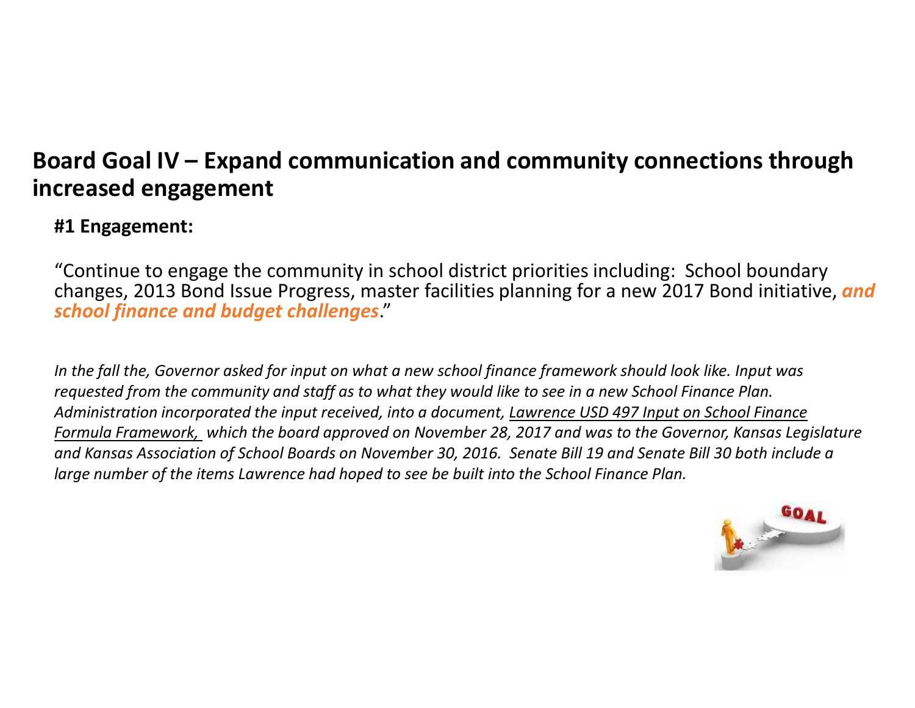# Board Goal IV – Expand communication and community connections through increased engagement

**#1 Engagement:**

"Continue to engage the community in school district priorities including:  School boundary changes, 2013 Bond Issue Progress, master facilities planning for a new 2017 Bond initiative, ***and school finance and budget challenges***."

*In the fall the, Governor asked for input on what a new school finance framework should look like. Input was requested from the community and staff as to what they would like to see in a new School Finance Plan. Administration incorporated the input received, into a document, Lawrence USD 497 Input on School Finance Formula Framework, which the board approved on November 28, 2017 and was to the Governor, Kansas Legislature and Kansas Association of School Boards on November 30, 2016.  Senate Bill 19 and Senate Bill 30 both include a large number of the items Lawrence had hoped to see be built into the School Finance Plan.*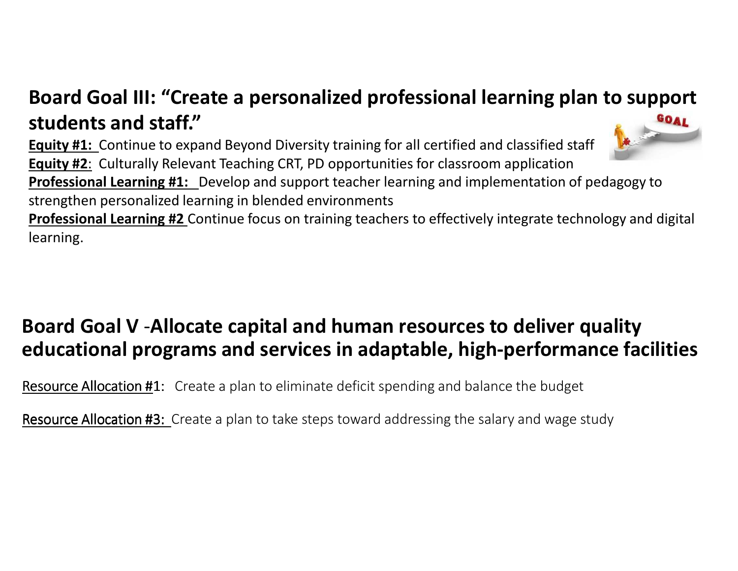## Board Goal III: "Create a personalized professional learning plan to support students and staff."

**Equity #1:** Continue to expand Beyond Diversity training for all certified and classified staff
**Equity #2**: Culturally Relevant Teaching CRT, PD opportunities for classroom application
**Professional Learning #1:** Develop and support teacher learning and implementation of pedagogy to strengthen personalized learning in blended environments
**Professional Learning #2** Continue focus on training teachers to effectively integrate technology and digital learning.

## Board Goal V -Allocate capital and human resources to deliver quality educational programs and services in adaptable, high-performance facilities

Resource Allocation #1: Create a plan to eliminate deficit spending and balance the budget

Resource Allocation #3: Create a plan to take steps toward addressing the salary and wage study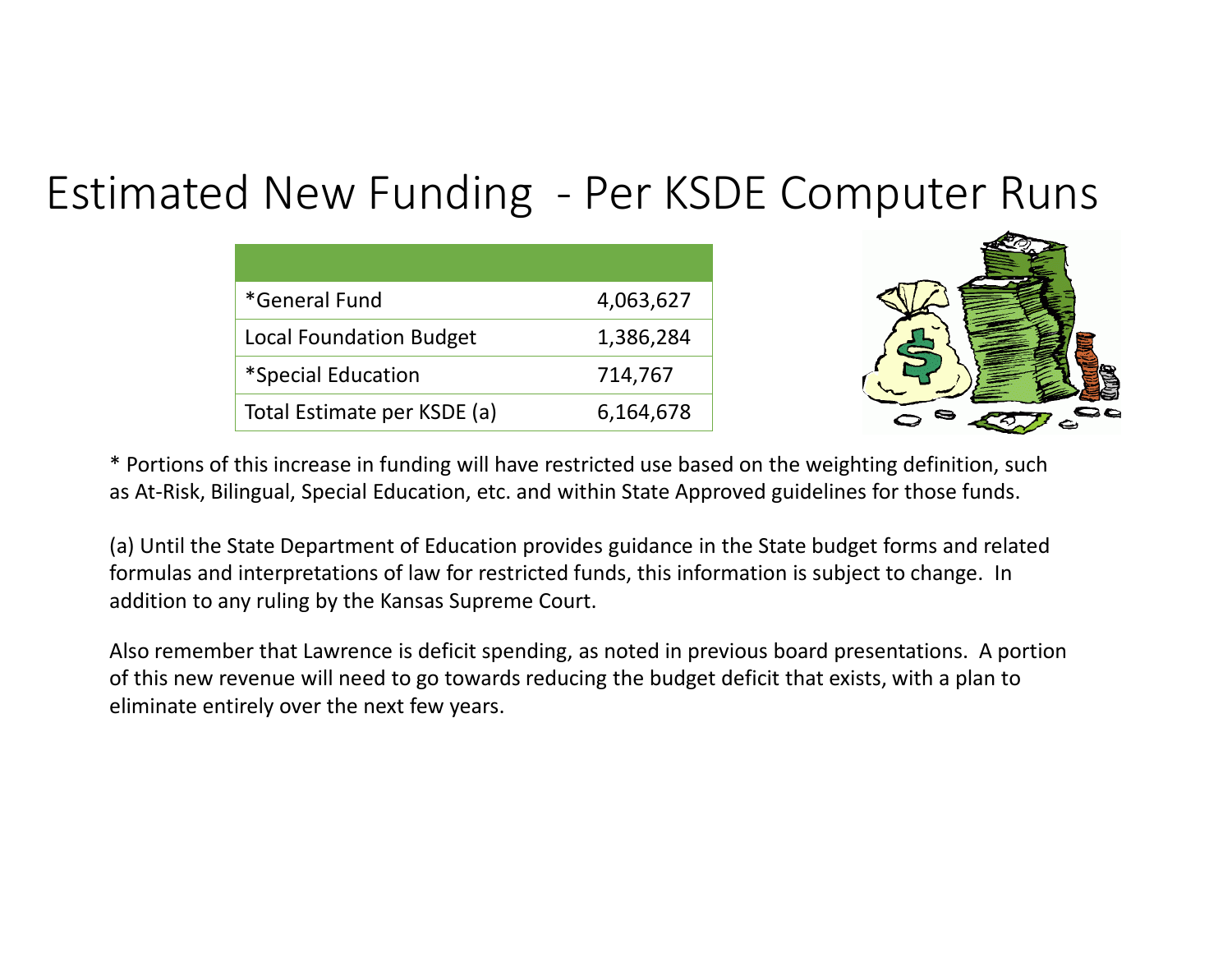# Estimated New Funding - Per KSDE Computer Runs

| | |
|---|---|
| *General Fund | 4,063,627 |
| Local Foundation Budget | 1,386,284 |
| *Special Education | 714,767 |
| Total Estimate per KSDE (a) | 6,164,678 |

* Portions of this increase in funding will have restricted use based on the weighting definition, such as At-Risk, Bilingual, Special Education, etc. and within State Approved guidelines for those funds.

(a) Until the State Department of Education provides guidance in the State budget forms and related formulas and interpretations of law for restricted funds, this information is subject to change. In addition to any ruling by the Kansas Supreme Court.

Also remember that Lawrence is deficit spending, as noted in previous board presentations. A portion of this new revenue will need to go towards reducing the budget deficit that exists, with a plan to eliminate entirely over the next few years.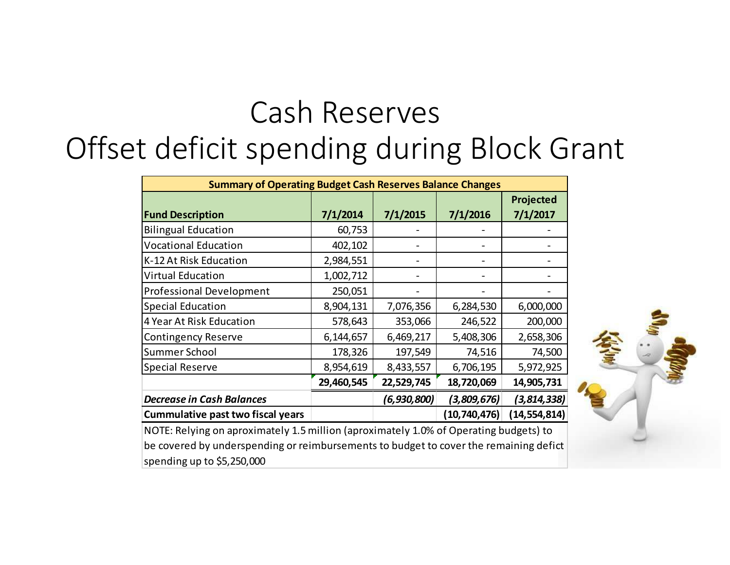# Cash Reserves
# Offset deficit spending during Block Grant

| Summary of Operating Budget Cash Reserves Balance Changes | | | | |
|---|---|---|---|---|
| **Fund Description** | **7/1/2014** | **7/1/2015** | **7/1/2016** | **Projected 7/1/2017** |
| Bilingual Education | 60,753 | - | - | - |
| Vocational Education | 402,102 | - | - | - |
| K-12 At Risk Education | 2,984,551 | - | - | - |
| Virtual Education | 1,002,712 | - | - | - |
| Professional Development | 250,051 | - | - | - |
| Special Education | 8,904,131 | 7,076,356 | 6,284,530 | 6,000,000 |
| 4 Year At Risk Education | 578,643 | 353,066 | 246,522 | 200,000 |
| Contingency Reserve | 6,144,657 | 6,469,217 | 5,408,306 | 2,658,306 |
| Summer School | 178,326 | 197,549 | 74,516 | 74,500 |
| Special Reserve | 8,954,619 | 8,433,557 | 6,706,195 | 5,972,925 |
| | **29,460,545** | **22,529,745** | **18,720,069** | **14,905,731** |
| ***Decrease in Cash Balances*** | | ***(6,930,800)*** | ***(3,809,676)*** | ***(3,814,338)*** |
| **Cummulative past two fiscal years** | | | **(10,740,476)** | **(14,554,814)** |

NOTE: Relying on aproximately 1.5 million (aproximately 1.0% of Operating budgets) to be covered by underspending or reimbursements to budget to cover the remaining defict spending up to $5,250,000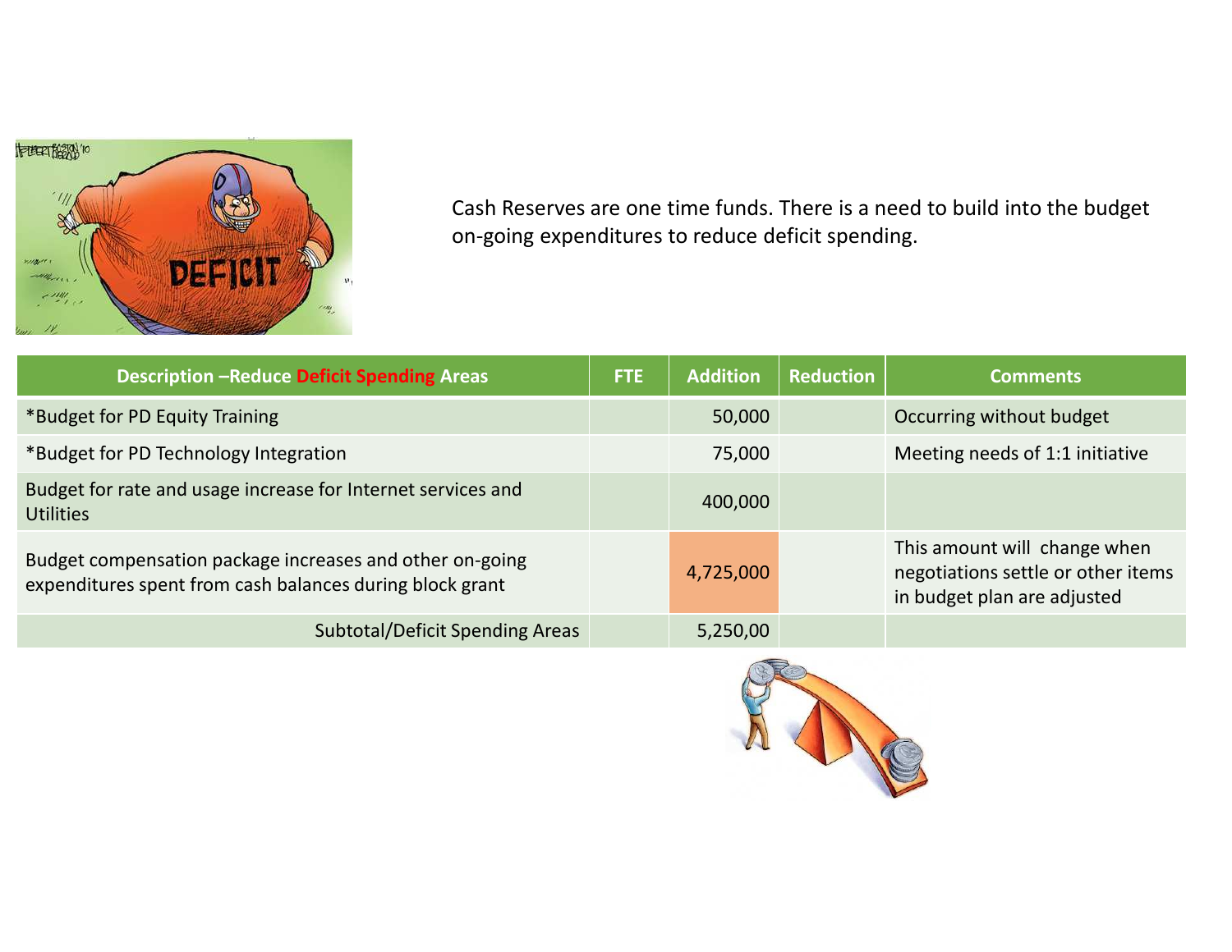Cash Reserves are one time funds. There is a need to build into the budget on-going expenditures to reduce deficit spending.

| Description –Reduce Deficit Spending Areas | FTE | Addition | Reduction | Comments |
|---|---|---|---|---|
| *Budget for PD Equity Training | | 50,000 | | Occurring without budget |
| *Budget for PD Technology Integration | | 75,000 | | Meeting needs of 1:1 initiative |
| Budget for rate and usage increase for Internet services and Utilities | | 400,000 | | |
| Budget compensation package increases and other on-going expenditures spent from cash balances during block grant | | 4,725,000 | | This amount will change when negotiations settle or other items in budget plan are adjusted |
| Subtotal/Deficit Spending Areas | | 5,250,00 | | |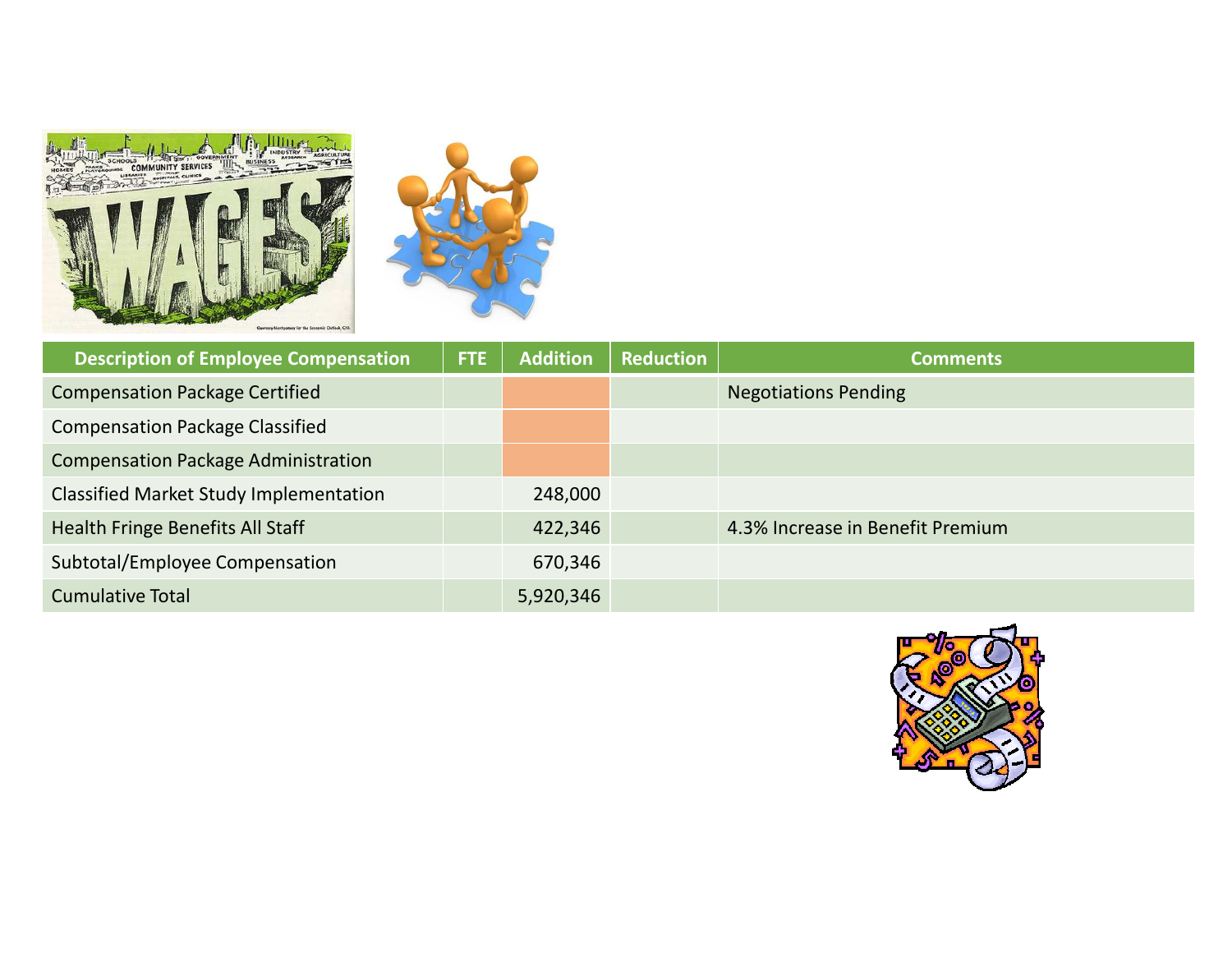| Description of Employee Compensation | FTE | Addition | Reduction | Comments |
| --- | --- | --- | --- | --- |
| Compensation Package Certified | | | | Negotiations Pending |
| Compensation Package Classified | | | | |
| Compensation Package Administration | | | | |
| Classified Market Study Implementation | | 248,000 | | |
| Health Fringe Benefits All Staff | | 422,346 | | 4.3% Increase in Benefit Premium |
| Subtotal/Employee Compensation | | 670,346 | | |
| Cumulative Total | | 5,920,346 | | |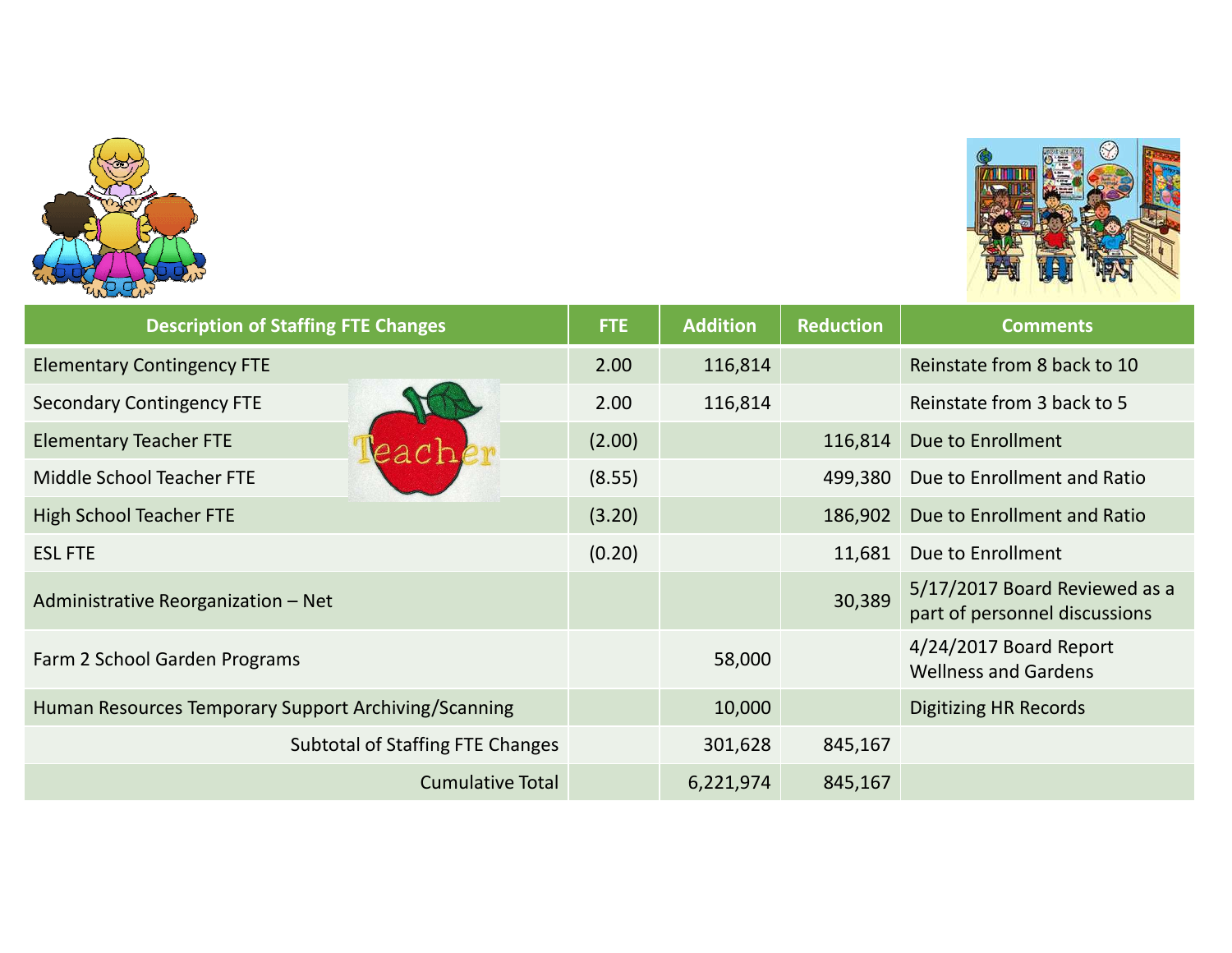| Description of Staffing FTE Changes | FTE | Addition | Reduction | Comments |
|---|---|---|---|---|
| Elementary Contingency FTE | 2.00 | 116,814 | | Reinstate from 8 back to 10 |
| Secondary Contingency FTE | 2.00 | 116,814 | | Reinstate from 3 back to 5 |
| Elementary Teacher FTE | (2.00) | | 116,814 | Due to Enrollment |
| Middle School Teacher FTE | (8.55) | | 499,380 | Due to Enrollment and Ratio |
| High School Teacher FTE | (3.20) | | 186,902 | Due to Enrollment and Ratio |
| ESL FTE | (0.20) | | 11,681 | Due to Enrollment |
| Administrative Reorganization – Net | | | 30,389 | 5/17/2017 Board Reviewed as a part of personnel discussions |
| Farm 2 School Garden Programs | | 58,000 | | 4/24/2017 Board Report Wellness and Gardens |
| Human Resources Temporary Support Archiving/Scanning | | 10,000 | | Digitizing HR Records |
| Subtotal of Staffing FTE Changes | | 301,628 | 845,167 | |
| Cumulative Total | | 6,221,974 | 845,167 | |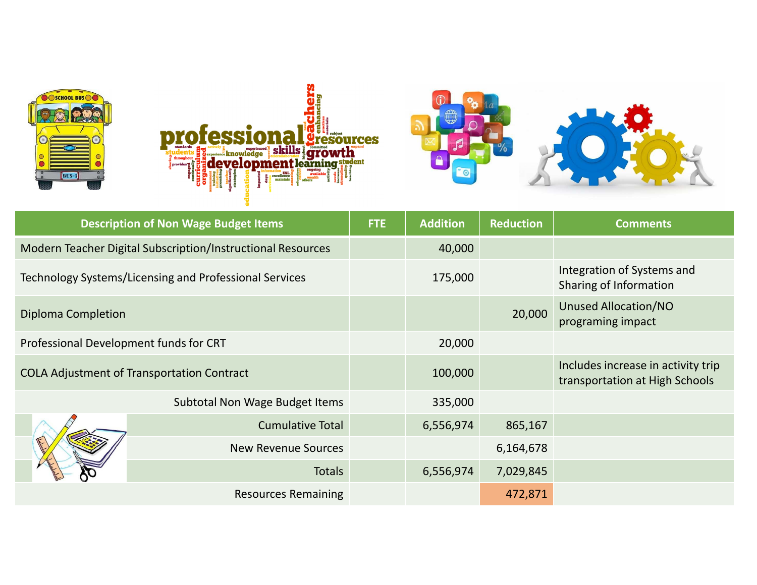| Description of Non Wage Budget Items | FTE | Addition | Reduction | Comments |
|---|---|---|---|---|
| Modern Teacher Digital Subscription/Instructional Resources | | 40,000 | | |
| Technology Systems/Licensing and Professional Services | | 175,000 | | Integration of Systems and Sharing of Information |
| Diploma Completion | | | 20,000 | Unused Allocation/NO programing impact |
| Professional Development funds for CRT | | 20,000 | | |
| COLA Adjustment of Transportation Contract | | 100,000 | | Includes increase in activity trip transportation at High Schools |
| Subtotal Non Wage Budget Items | | 335,000 | | |
| Cumulative Total | | 6,556,974 | 865,167 | |
| New Revenue Sources | | | 6,164,678 | |
| Totals | | 6,556,974 | 7,029,845 | |
| Resources Remaining | | | 472,871 | |